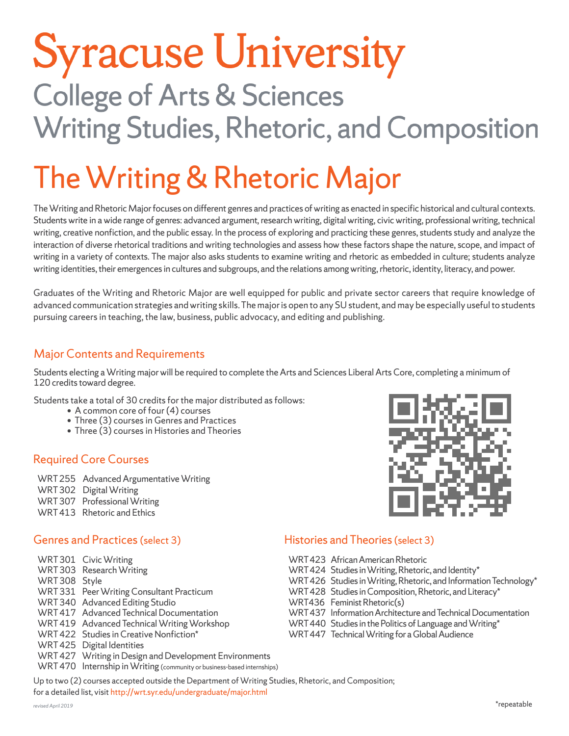# Syracuse University

## College of Arts & Sciences
## Writing Studies, Rhetoric, and Composition

# The Writing & Rhetoric Major

The Writing and Rhetoric Major focuses on different genres and practices of writing as enacted in specific historical and cultural contexts. Students write in a wide range of genres: advanced argument, research writing, digital writing, civic writing, professional writing, technical writing, creative nonfiction, and the public essay. In the process of exploring and practicing these genres, students study and analyze the interaction of diverse rhetorical traditions and writing technologies and assess how these factors shape the nature, scope, and impact of writing in a variety of contexts. The major also asks students to examine writing and rhetoric as embedded in culture; students analyze writing identities, their emergences in cultures and subgroups, and the relations among writing, rhetoric, identity, literacy, and power.

Graduates of the Writing and Rhetoric Major are well equipped for public and private sector careers that require knowledge of advanced communication strategies and writing skills. The major is open to any SU student, and may be especially useful to students pursuing careers in teaching, the law, business, public advocacy, and editing and publishing.

## Major Contents and Requirements

Students electing a Writing major will be required to complete the Arts and Sciences Liberal Arts Core, completing a minimum of 120 credits toward degree.

Students take a total of 30 credits for the major distributed as follows:

- A common core of four (4) courses
- Three (3) courses in Genres and Practices
- Three (3) courses in Histories and Theories

## Required Core Courses

- WRT 255 Advanced Argumentative Writing
- WRT 302 Digital Writing
- WRT 307 Professional Writing
- WRT 413 Rhetoric and Ethics

## Genres and Practices (select 3)

- WRT 301 Civic Writing
- WRT 303 Research Writing
- WRT 308 Style
- WRT 331 Peer Writing Consultant Practicum
- WRT 340 Advanced Editing Studio
- WRT 417 Advanced Technical Documentation
- WRT 419 Advanced Technical Writing Workshop
- WRT 422 Studies in Creative Nonfiction*
- WRT 425 Digital Identities
- WRT 427 Writing in Design and Development Environments
- WRT 470 Internship in Writing (community or business-based internships)

## Histories and Theories (select 3)

- WRT 423 African American Rhetoric
- WRT 424 Studies in Writing, Rhetoric, and Identity*
- WRT 426 Studies in Writing, Rhetoric, and Information Technology*
- WRT 428 Studies in Composition, Rhetoric, and Literacy*
- WRT 436 Feminist Rhetoric(s)
- WRT 437 Information Architecture and Technical Documentation
- WRT 440 Studies in the Politics of Language and Writing*
- WRT 447 Technical Writing for a Global Audience

Up to two (2) courses accepted outside the Department of Writing Studies, Rhetoric, and Composition; for a detailed list, visit http://wrt.syr.edu/undergraduate/major.html

*repeatable

*revised April 2019*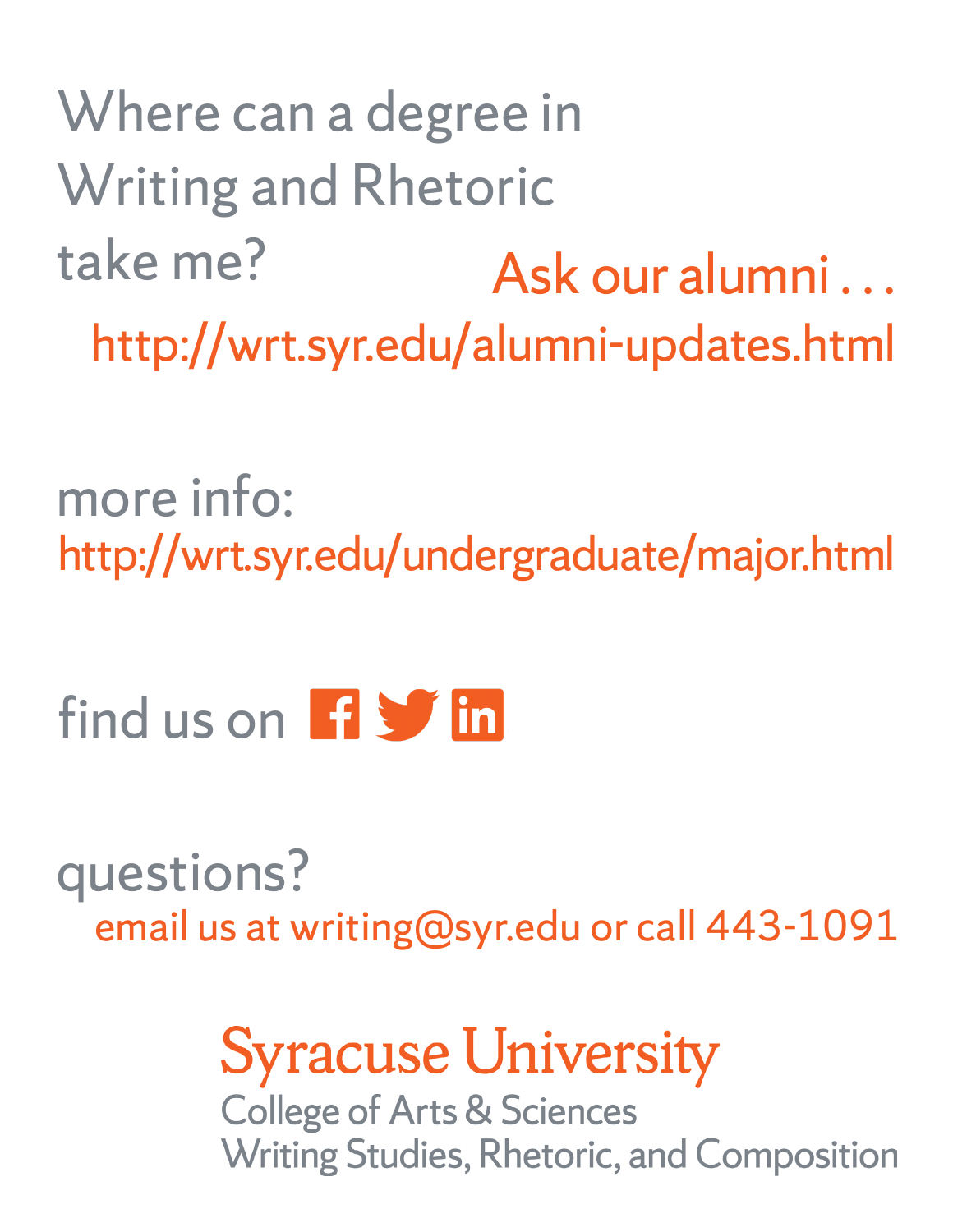Where can a degree in Writing and Rhetoric take me?

Ask our alumni . . .

http://wrt.syr.edu/alumni-updates.html

more info:

http://wrt.syr.edu/undergraduate/major.html

find us on

questions?

email us at writing@syr.edu or call 443-1091

Syracuse University

College of Arts & Sciences

Writing Studies, Rhetoric, and Composition